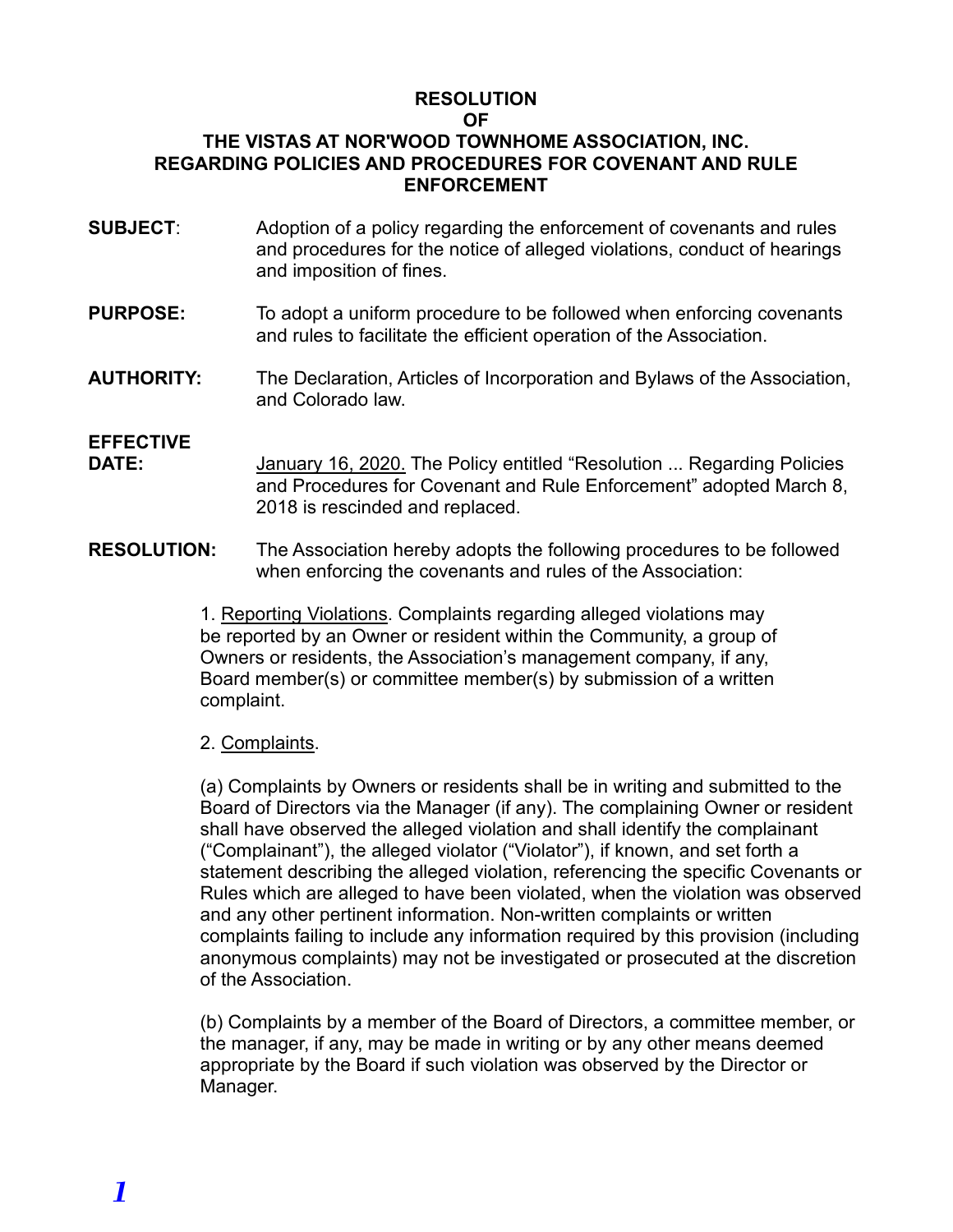**RESOLUTION**
**OF**
**THE VISTAS AT NOR'WOOD TOWNHOME ASSOCIATION, INC.**
**REGARDING POLICIES AND PROCEDURES FOR COVENANT AND RULE ENFORCEMENT**

**SUBJECT**: Adoption of a policy regarding the enforcement of covenants and rules and procedures for the notice of alleged violations, conduct of hearings and imposition of fines.

**PURPOSE:** To adopt a uniform procedure to be followed when enforcing covenants and rules to facilitate the efficient operation of the Association.

**AUTHORITY:** The Declaration, Articles of Incorporation and Bylaws of the Association, and Colorado law.

**EFFECTIVE DATE:** January 16, 2020. The Policy entitled "Resolution ... Regarding Policies and Procedures for Covenant and Rule Enforcement" adopted March 8, 2018 is rescinded and replaced.

**RESOLUTION:** The Association hereby adopts the following procedures to be followed when enforcing the covenants and rules of the Association:

1. Reporting Violations. Complaints regarding alleged violations may be reported by an Owner or resident within the Community, a group of Owners or residents, the Association's management company, if any, Board member(s) or committee member(s) by submission of a written complaint.

2. Complaints.

(a) Complaints by Owners or residents shall be in writing and submitted to the Board of Directors via the Manager (if any). The complaining Owner or resident shall have observed the alleged violation and shall identify the complainant ("Complainant"), the alleged violator ("Violator"), if known, and set forth a statement describing the alleged violation, referencing the specific Covenants or Rules which are alleged to have been violated, when the violation was observed and any other pertinent information. Non-written complaints or written complaints failing to include any information required by this provision (including anonymous complaints) may not be investigated or prosecuted at the discretion of the Association.

(b) Complaints by a member of the Board of Directors, a committee member, or the manager, if any, may be made in writing or by any other means deemed appropriate by the Board if such violation was observed by the Director or Manager.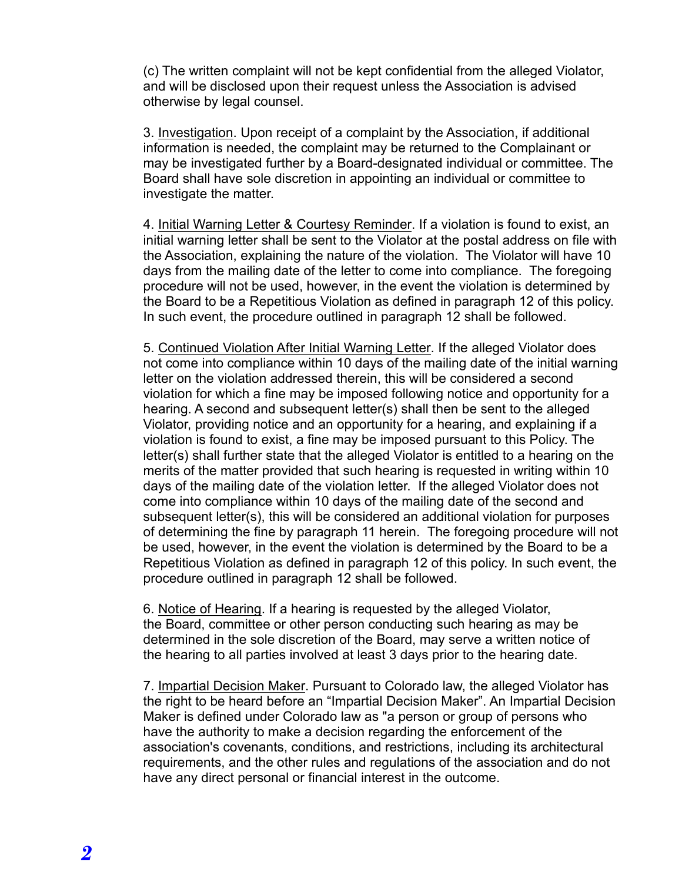(c) The written complaint will not be kept confidential from the alleged Violator, and will be disclosed upon their request unless the Association is advised otherwise by legal counsel.

3. <u>Investigation</u>. Upon receipt of a complaint by the Association, if additional information is needed, the complaint may be returned to the Complainant or may be investigated further by a Board-designated individual or committee. The Board shall have sole discretion in appointing an individual or committee to investigate the matter.

4. <u>Initial Warning Letter & Courtesy Reminder</u>. If a violation is found to exist, an initial warning letter shall be sent to the Violator at the postal address on file with the Association, explaining the nature of the violation. The Violator will have 10 days from the mailing date of the letter to come into compliance. The foregoing procedure will not be used, however, in the event the violation is determined by the Board to be a Repetitious Violation as defined in paragraph 12 of this policy. In such event, the procedure outlined in paragraph 12 shall be followed.

5. <u>Continued Violation After Initial Warning Letter</u>. If the alleged Violator does not come into compliance within 10 days of the mailing date of the initial warning letter on the violation addressed therein, this will be considered a second violation for which a fine may be imposed following notice and opportunity for a hearing. A second and subsequent letter(s) shall then be sent to the alleged Violator, providing notice and an opportunity for a hearing, and explaining if a violation is found to exist, a fine may be imposed pursuant to this Policy. The letter(s) shall further state that the alleged Violator is entitled to a hearing on the merits of the matter provided that such hearing is requested in writing within 10 days of the mailing date of the violation letter. If the alleged Violator does not come into compliance within 10 days of the mailing date of the second and subsequent letter(s), this will be considered an additional violation for purposes of determining the fine by paragraph 11 herein. The foregoing procedure will not be used, however, in the event the violation is determined by the Board to be a Repetitious Violation as defined in paragraph 12 of this policy. In such event, the procedure outlined in paragraph 12 shall be followed.

6. <u>Notice of Hearing</u>. If a hearing is requested by the alleged Violator, the Board, committee or other person conducting such hearing as may be determined in the sole discretion of the Board, may serve a written notice of the hearing to all parties involved at least 3 days prior to the hearing date.

7. <u>Impartial Decision Maker</u>. Pursuant to Colorado law, the alleged Violator has the right to be heard before an "Impartial Decision Maker". An Impartial Decision Maker is defined under Colorado law as "a person or group of persons who have the authority to make a decision regarding the enforcement of the association's covenants, conditions, and restrictions, including its architectural requirements, and the other rules and regulations of the association and do not have any direct personal or financial interest in the outcome.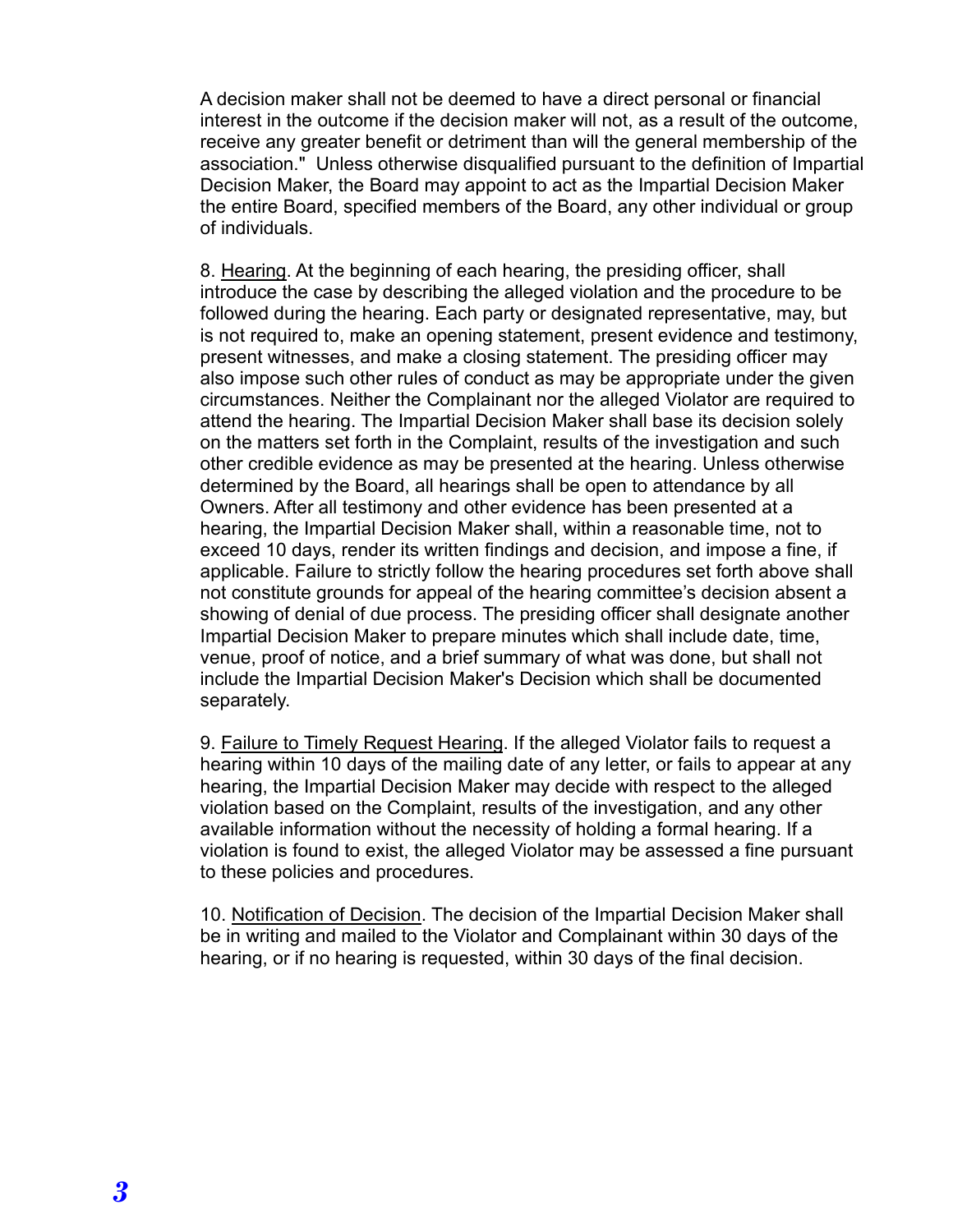A decision maker shall not be deemed to have a direct personal or financial interest in the outcome if the decision maker will not, as a result of the outcome, receive any greater benefit or detriment than will the general membership of the association." Unless otherwise disqualified pursuant to the definition of Impartial Decision Maker, the Board may appoint to act as the Impartial Decision Maker the entire Board, specified members of the Board, any other individual or group of individuals.

8. Hearing. At the beginning of each hearing, the presiding officer, shall introduce the case by describing the alleged violation and the procedure to be followed during the hearing. Each party or designated representative, may, but is not required to, make an opening statement, present evidence and testimony, present witnesses, and make a closing statement. The presiding officer may also impose such other rules of conduct as may be appropriate under the given circumstances. Neither the Complainant nor the alleged Violator are required to attend the hearing. The Impartial Decision Maker shall base its decision solely on the matters set forth in the Complaint, results of the investigation and such other credible evidence as may be presented at the hearing. Unless otherwise determined by the Board, all hearings shall be open to attendance by all Owners. After all testimony and other evidence has been presented at a hearing, the Impartial Decision Maker shall, within a reasonable time, not to exceed 10 days, render its written findings and decision, and impose a fine, if applicable. Failure to strictly follow the hearing procedures set forth above shall not constitute grounds for appeal of the hearing committee's decision absent a showing of denial of due process. The presiding officer shall designate another Impartial Decision Maker to prepare minutes which shall include date, time, venue, proof of notice, and a brief summary of what was done, but shall not include the Impartial Decision Maker's Decision which shall be documented separately.

9. Failure to Timely Request Hearing. If the alleged Violator fails to request a hearing within 10 days of the mailing date of any letter, or fails to appear at any hearing, the Impartial Decision Maker may decide with respect to the alleged violation based on the Complaint, results of the investigation, and any other available information without the necessity of holding a formal hearing. If a violation is found to exist, the alleged Violator may be assessed a fine pursuant to these policies and procedures.

10. Notification of Decision. The decision of the Impartial Decision Maker shall be in writing and mailed to the Violator and Complainant within 30 days of the hearing, or if no hearing is requested, within 30 days of the final decision.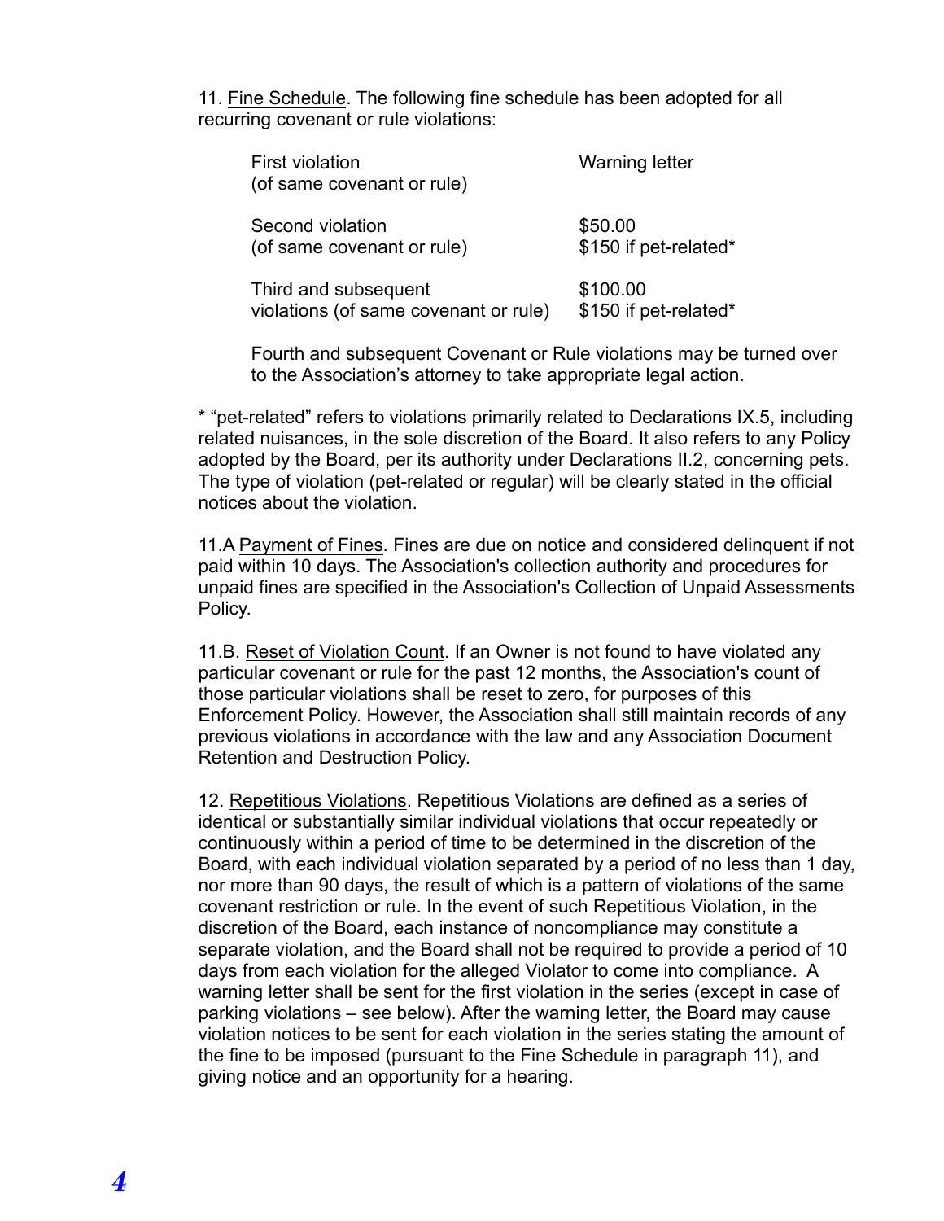11. <u>Fine Schedule</u>. The following fine schedule has been adopted for all recurring covenant or rule violations:

| | |
|---|---|
| First violation (of same covenant or rule) | Warning letter |
| Second violation (of same covenant or rule) | $50.00 <br> $150 if pet-related* |
| Third and subsequent violations (of same covenant or rule) | $100.00 <br> $150 if pet-related* |

Fourth and subsequent Covenant or Rule violations may be turned over to the Association's attorney to take appropriate legal action.

* "pet-related" refers to violations primarily related to Declarations IX.5, including related nuisances, in the sole discretion of the Board. It also refers to any Policy adopted by the Board, per its authority under Declarations II.2, concerning pets. The type of violation (pet-related or regular) will be clearly stated in the official notices about the violation.

11.A <u>Payment of Fines</u>. Fines are due on notice and considered delinquent if not paid within 10 days. The Association's collection authority and procedures for unpaid fines are specified in the Association's Collection of Unpaid Assessments Policy.

11.B. <u>Reset of Violation Count</u>. If an Owner is not found to have violated any particular covenant or rule for the past 12 months, the Association's count of those particular violations shall be reset to zero, for purposes of this Enforcement Policy. However, the Association shall still maintain records of any previous violations in accordance with the law and any Association Document Retention and Destruction Policy.

12. <u>Repetitious Violations</u>. Repetitious Violations are defined as a series of identical or substantially similar individual violations that occur repeatedly or continuously within a period of time to be determined in the discretion of the Board, with each individual violation separated by a period of no less than 1 day, nor more than 90 days, the result of which is a pattern of violations of the same covenant restriction or rule. In the event of such Repetitious Violation, in the discretion of the Board, each instance of noncompliance may constitute a separate violation, and the Board shall not be required to provide a period of 10 days from each violation for the alleged Violator to come into compliance. A warning letter shall be sent for the first violation in the series (except in case of parking violations – see below). After the warning letter, the Board may cause violation notices to be sent for each violation in the series stating the amount of the fine to be imposed (pursuant to the Fine Schedule in paragraph 11), and giving notice and an opportunity for a hearing.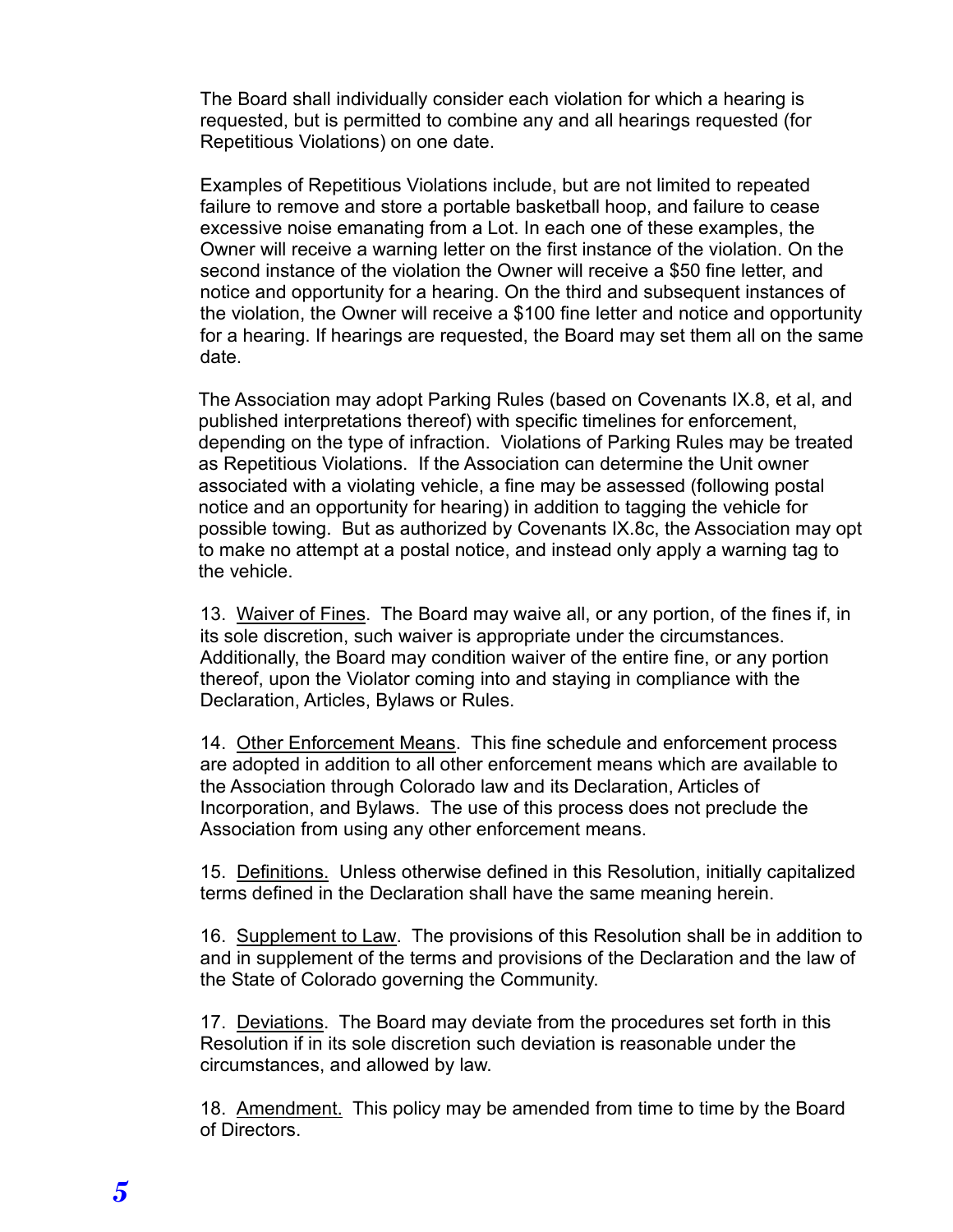The Board shall individually consider each violation for which a hearing is requested, but is permitted to combine any and all hearings requested (for Repetitious Violations) on one date.

Examples of Repetitious Violations include, but are not limited to repeated failure to remove and store a portable basketball hoop, and failure to cease excessive noise emanating from a Lot. In each one of these examples, the Owner will receive a warning letter on the first instance of the violation. On the second instance of the violation the Owner will receive a $50 fine letter, and notice and opportunity for a hearing. On the third and subsequent instances of the violation, the Owner will receive a $100 fine letter and notice and opportunity for a hearing. If hearings are requested, the Board may set them all on the same date.

The Association may adopt Parking Rules (based on Covenants IX.8, et al, and published interpretations thereof) with specific timelines for enforcement, depending on the type of infraction. Violations of Parking Rules may be treated as Repetitious Violations. If the Association can determine the Unit owner associated with a violating vehicle, a fine may be assessed (following postal notice and an opportunity for hearing) in addition to tagging the vehicle for possible towing. But as authorized by Covenants IX.8c, the Association may opt to make no attempt at a postal notice, and instead only apply a warning tag to the vehicle.

13. Waiver of Fines. The Board may waive all, or any portion, of the fines if, in its sole discretion, such waiver is appropriate under the circumstances. Additionally, the Board may condition waiver of the entire fine, or any portion thereof, upon the Violator coming into and staying in compliance with the Declaration, Articles, Bylaws or Rules.

14. Other Enforcement Means. This fine schedule and enforcement process are adopted in addition to all other enforcement means which are available to the Association through Colorado law and its Declaration, Articles of Incorporation, and Bylaws. The use of this process does not preclude the Association from using any other enforcement means.

15. Definitions. Unless otherwise defined in this Resolution, initially capitalized terms defined in the Declaration shall have the same meaning herein.

16. Supplement to Law. The provisions of this Resolution shall be in addition to and in supplement of the terms and provisions of the Declaration and the law of the State of Colorado governing the Community.

17. Deviations. The Board may deviate from the procedures set forth in this Resolution if in its sole discretion such deviation is reasonable under the circumstances, and allowed by law.

18. Amendment. This policy may be amended from time to time by the Board of Directors.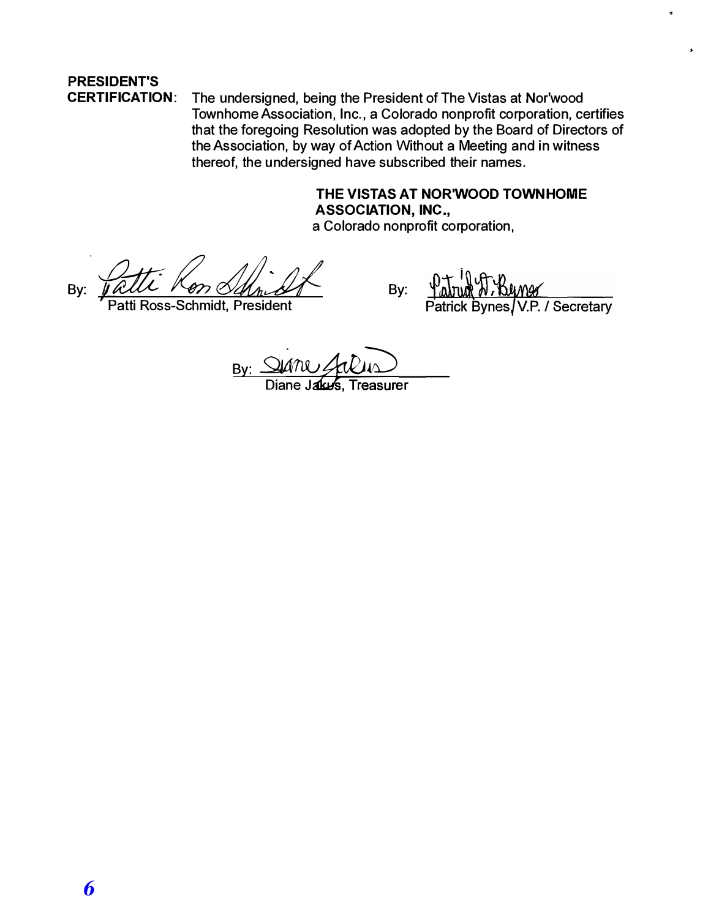**PRESIDENT'S CERTIFICATION**: The undersigned, being the President of The Vistas at Nor'wood Townhome Association, Inc., a Colorado nonprofit corporation, certifies that the foregoing Resolution was adopted by the Board of Directors of the Association, by way of Action Without a Meeting and in witness thereof, the undersigned have subscribed their names.

**THE VISTAS AT NOR'WOOD TOWNHOME ASSOCIATION, INC.,**
a Colorado nonprofit corporation,

By: ____________________
Patti Ross-Schmidt, President

By: ____________________
Patrick Bynes, V.P. / Secretary

By: ____________________
Diane Jakus, Treasurer